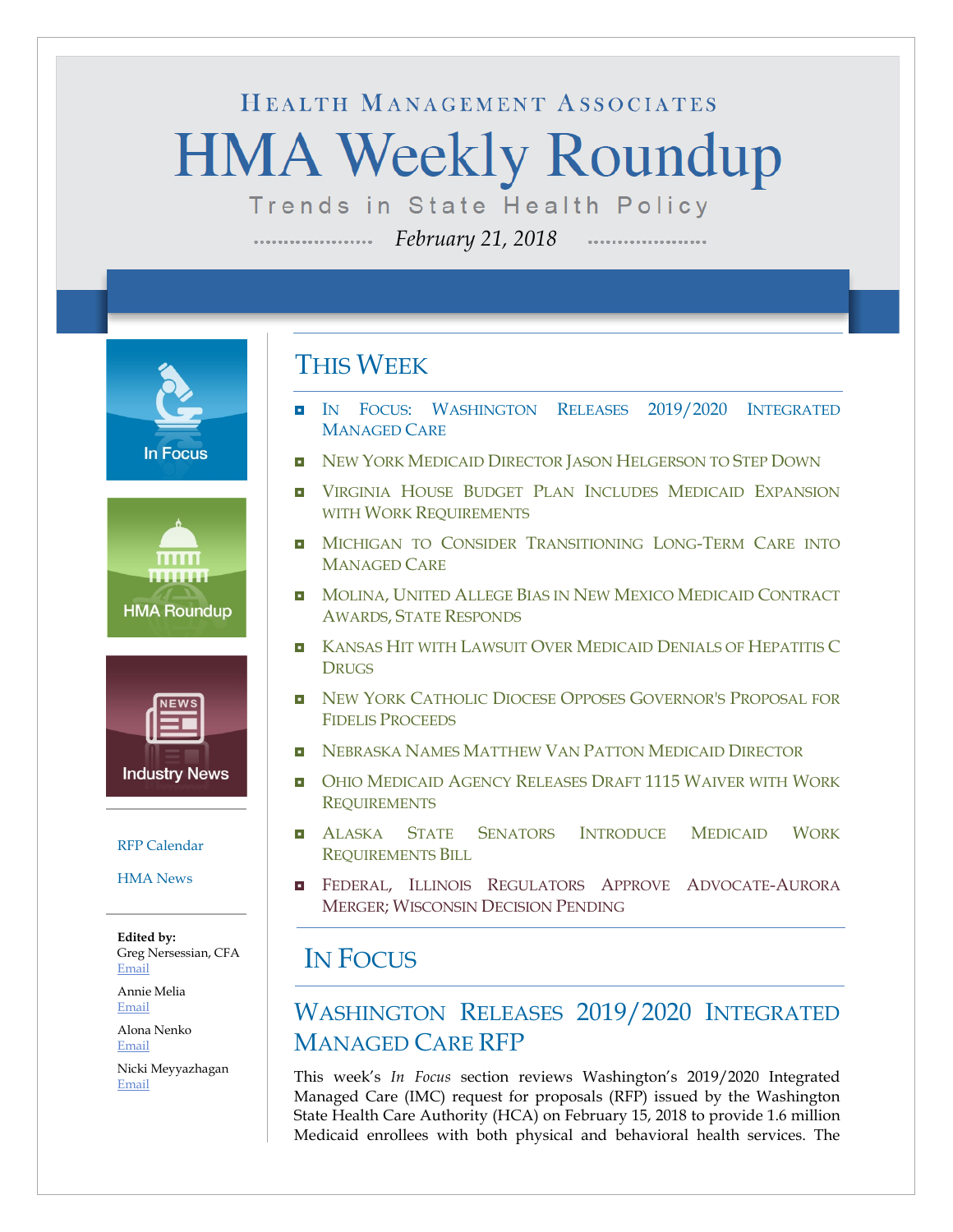HEALTH MANAGEMENT ASSOCIATES

# HMA Weekly Roundup

Trends in State Health Policy

*February 21, 2018*

In Focus

HMA Roundup

Industry News

RFP Calendar

HMA News

**Edited by:**
Greg Nersessian, CFA
Email

Annie Melia
Email

Alona Nenko
Email

Nicki Meyyazhagan
Email

## THIS WEEK

- IN FOCUS: WASHINGTON RELEASES 2019/2020 INTEGRATED MANAGED CARE
- NEW YORK MEDICAID DIRECTOR JASON HELGERSON TO STEP DOWN
- VIRGINIA HOUSE BUDGET PLAN INCLUDES MEDICAID EXPANSION WITH WORK REQUIREMENTS
- MICHIGAN TO CONSIDER TRANSITIONING LONG-TERM CARE INTO MANAGED CARE
- MOLINA, UNITED ALLEGE BIAS IN NEW MEXICO MEDICAID CONTRACT AWARDS, STATE RESPONDS
- KANSAS HIT WITH LAWSUIT OVER MEDICAID DENIALS OF HEPATITIS C DRUGS
- NEW YORK CATHOLIC DIOCESE OPPOSES GOVERNOR'S PROPOSAL FOR FIDELIS PROCEEDS
- NEBRASKA NAMES MATTHEW VAN PATTON MEDICAID DIRECTOR
- OHIO MEDICAID AGENCY RELEASES DRAFT 1115 WAIVER WITH WORK REQUIREMENTS
- ALASKA STATE SENATORS INTRODUCE MEDICAID WORK REQUIREMENTS BILL
- FEDERAL, ILLINOIS REGULATORS APPROVE ADVOCATE-AURORA MERGER; WISCONSIN DECISION PENDING

## IN FOCUS

### WASHINGTON RELEASES 2019/2020 INTEGRATED MANAGED CARE RFP

This week's *In Focus* section reviews Washington's 2019/2020 Integrated Managed Care (IMC) request for proposals (RFP) issued by the Washington State Health Care Authority (HCA) on February 15, 2018 to provide 1.6 million Medicaid enrollees with both physical and behavioral health services. The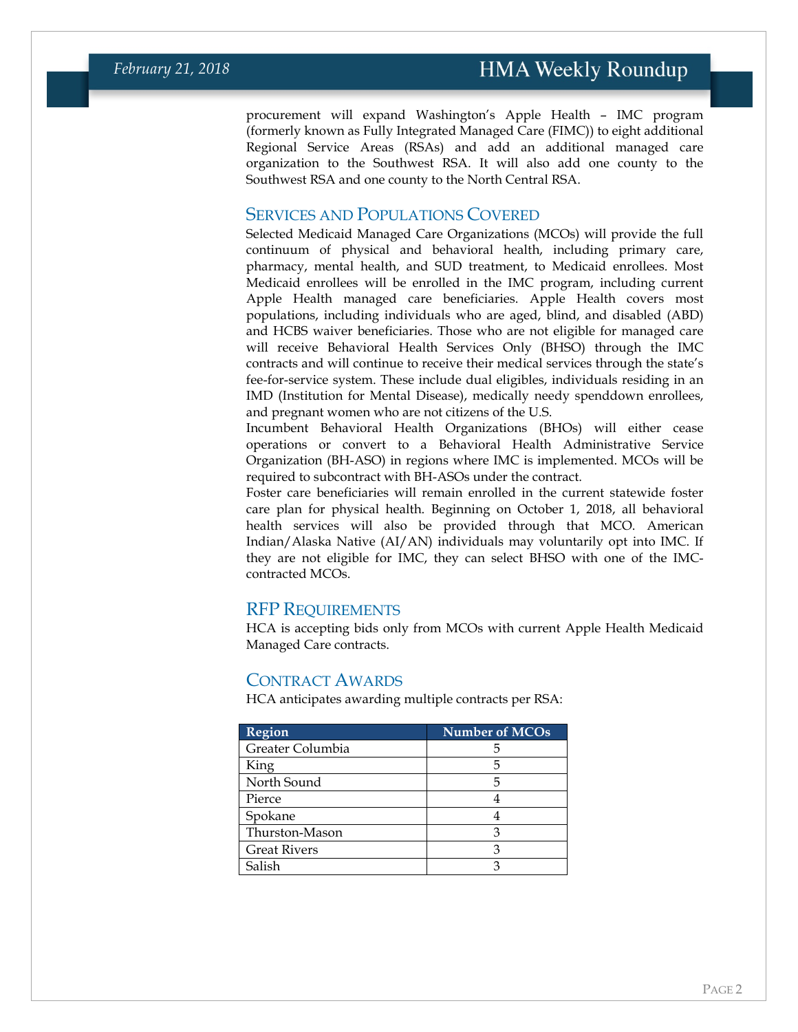procurement will expand Washington's Apple Health – IMC program (formerly known as Fully Integrated Managed Care (FIMC)) to eight additional Regional Service Areas (RSAs) and add an additional managed care organization to the Southwest RSA. It will also add one county to the Southwest RSA and one county to the North Central RSA.

## Services and Populations Covered

Selected Medicaid Managed Care Organizations (MCOs) will provide the full continuum of physical and behavioral health, including primary care, pharmacy, mental health, and SUD treatment, to Medicaid enrollees. Most Medicaid enrollees will be enrolled in the IMC program, including current Apple Health managed care beneficiaries. Apple Health covers most populations, including individuals who are aged, blind, and disabled (ABD) and HCBS waiver beneficiaries. Those who are not eligible for managed care will receive Behavioral Health Services Only (BHSO) through the IMC contracts and will continue to receive their medical services through the state's fee-for-service system. These include dual eligibles, individuals residing in an IMD (Institution for Mental Disease), medically needy spenddown enrollees, and pregnant women who are not citizens of the U.S.

Incumbent Behavioral Health Organizations (BHOs) will either cease operations or convert to a Behavioral Health Administrative Service Organization (BH-ASO) in regions where IMC is implemented. MCOs will be required to subcontract with BH-ASOs under the contract.

Foster care beneficiaries will remain enrolled in the current statewide foster care plan for physical health. Beginning on October 1, 2018, all behavioral health services will also be provided through that MCO. American Indian/Alaska Native (AI/AN) individuals may voluntarily opt into IMC. If they are not eligible for IMC, they can select BHSO with one of the IMC-contracted MCOs.

## RFP Requirements

HCA is accepting bids only from MCOs with current Apple Health Medicaid Managed Care contracts.

## Contract Awards

HCA anticipates awarding multiple contracts per RSA:

| Region | Number of MCOs |
|---|---|
| Greater Columbia | 5 |
| King | 5 |
| North Sound | 5 |
| Pierce | 4 |
| Spokane | 4 |
| Thurston-Mason | 3 |
| Great Rivers | 3 |
| Salish | 3 |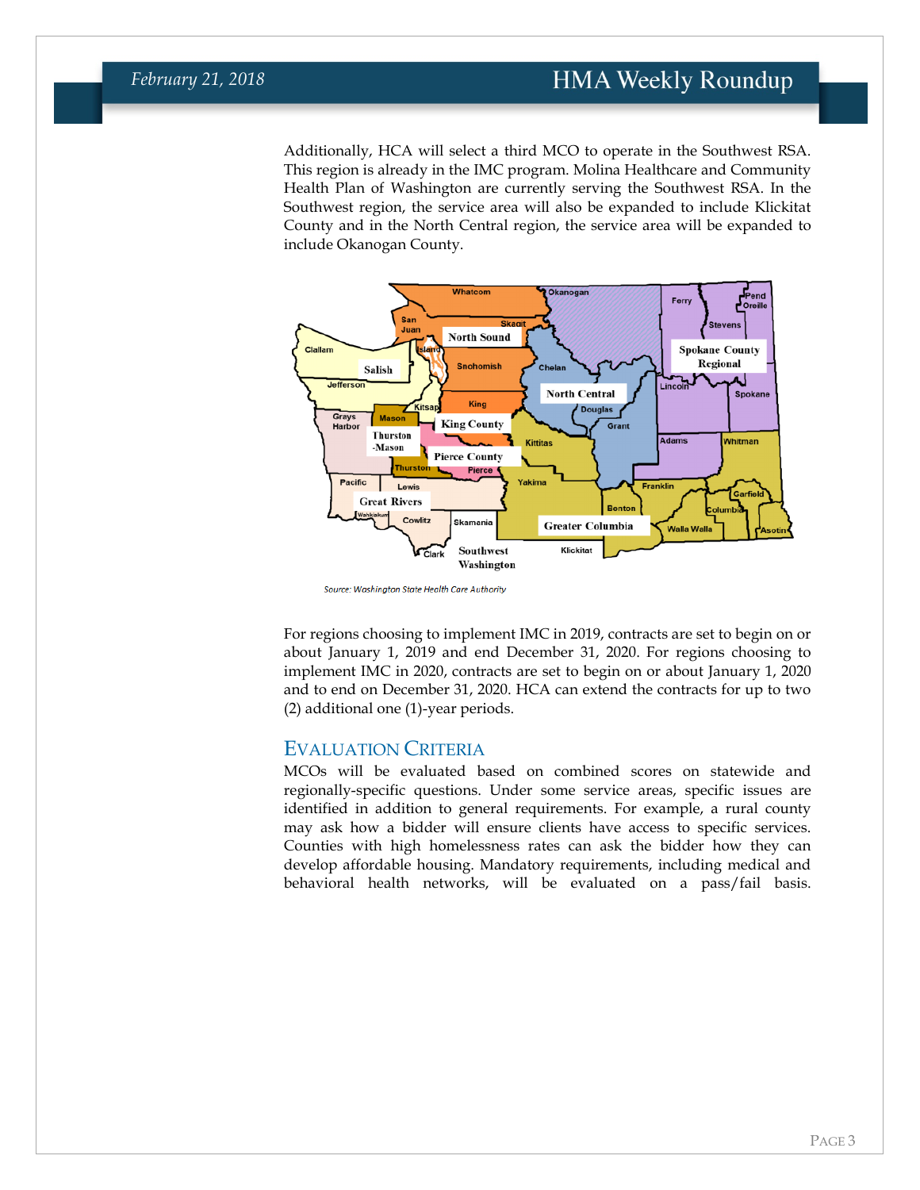Additionally, HCA will select a third MCO to operate in the Southwest RSA. This region is already in the IMC program. Molina Healthcare and Community Health Plan of Washington are currently serving the Southwest RSA. In the Southwest region, the service area will also be expanded to include Klickitat County and in the North Central region, the service area will be expanded to include Okanogan County.

Source: Washington State Health Care Authority

For regions choosing to implement IMC in 2019, contracts are set to begin on or about January 1, 2019 and end December 31, 2020. For regions choosing to implement IMC in 2020, contracts are set to begin on or about January 1, 2020 and to end on December 31, 2020. HCA can extend the contracts for up to two (2) additional one (1)-year periods.

## Evaluation Criteria

MCOs will be evaluated based on combined scores on statewide and regionally-specific questions. Under some service areas, specific issues are identified in addition to general requirements. For example, a rural county may ask how a bidder will ensure clients have access to specific services. Counties with high homelessness rates can ask the bidder how they can develop affordable housing. Mandatory requirements, including medical and behavioral health networks, will be evaluated on a pass/fail basis.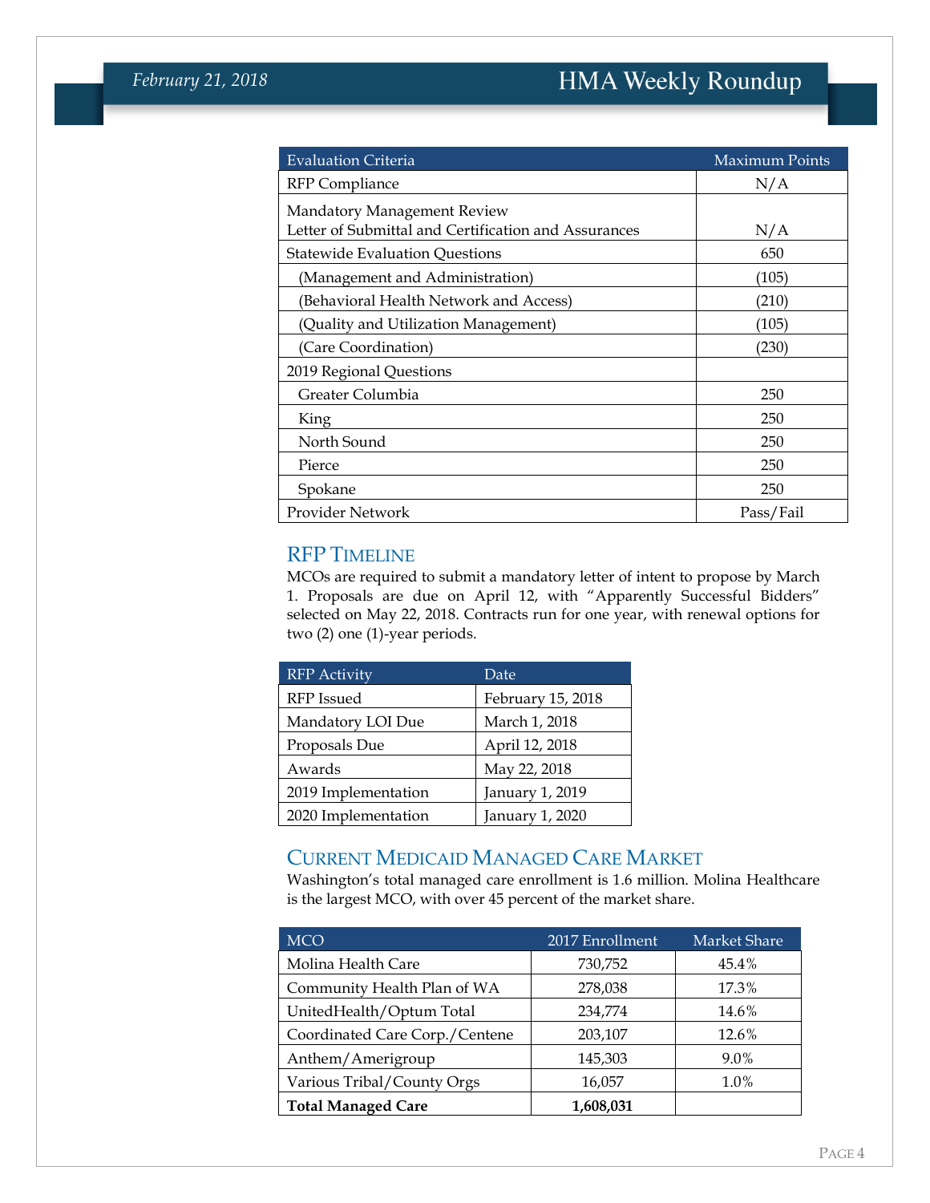| Evaluation Criteria | Maximum Points |
|---|---|
| RFP Compliance | N/A |
| Mandatory Management Review<br>Letter of Submittal and Certification and Assurances | N/A |
| Statewide Evaluation Questions | 650 |
| (Management and Administration) | (105) |
| (Behavioral Health Network and Access) | (210) |
| (Quality and Utilization Management) | (105) |
| (Care Coordination) | (230) |
| 2019 Regional Questions | |
| Greater Columbia | 250 |
| King | 250 |
| North Sound | 250 |
| Pierce | 250 |
| Spokane | 250 |
| Provider Network | Pass/Fail |

## RFP Timeline

MCOs are required to submit a mandatory letter of intent to propose by March 1. Proposals are due on April 12, with "Apparently Successful Bidders" selected on May 22, 2018. Contracts run for one year, with renewal options for two (2) one (1)-year periods.

| RFP Activity | Date |
|---|---|
| RFP Issued | February 15, 2018 |
| Mandatory LOI Due | March 1, 2018 |
| Proposals Due | April 12, 2018 |
| Awards | May 22, 2018 |
| 2019 Implementation | January 1, 2019 |
| 2020 Implementation | January 1, 2020 |

## Current Medicaid Managed Care Market

Washington's total managed care enrollment is 1.6 million. Molina Healthcare is the largest MCO, with over 45 percent of the market share.

| MCO | 2017 Enrollment | Market Share |
|---|---|---|
| Molina Health Care | 730,752 | 45.4% |
| Community Health Plan of WA | 278,038 | 17.3% |
| UnitedHealth/Optum Total | 234,774 | 14.6% |
| Coordinated Care Corp./Centene | 203,107 | 12.6% |
| Anthem/Amerigroup | 145,303 | 9.0% |
| Various Tribal/County Orgs | 16,057 | 1.0% |
| **Total Managed Care** | **1,608,031** | |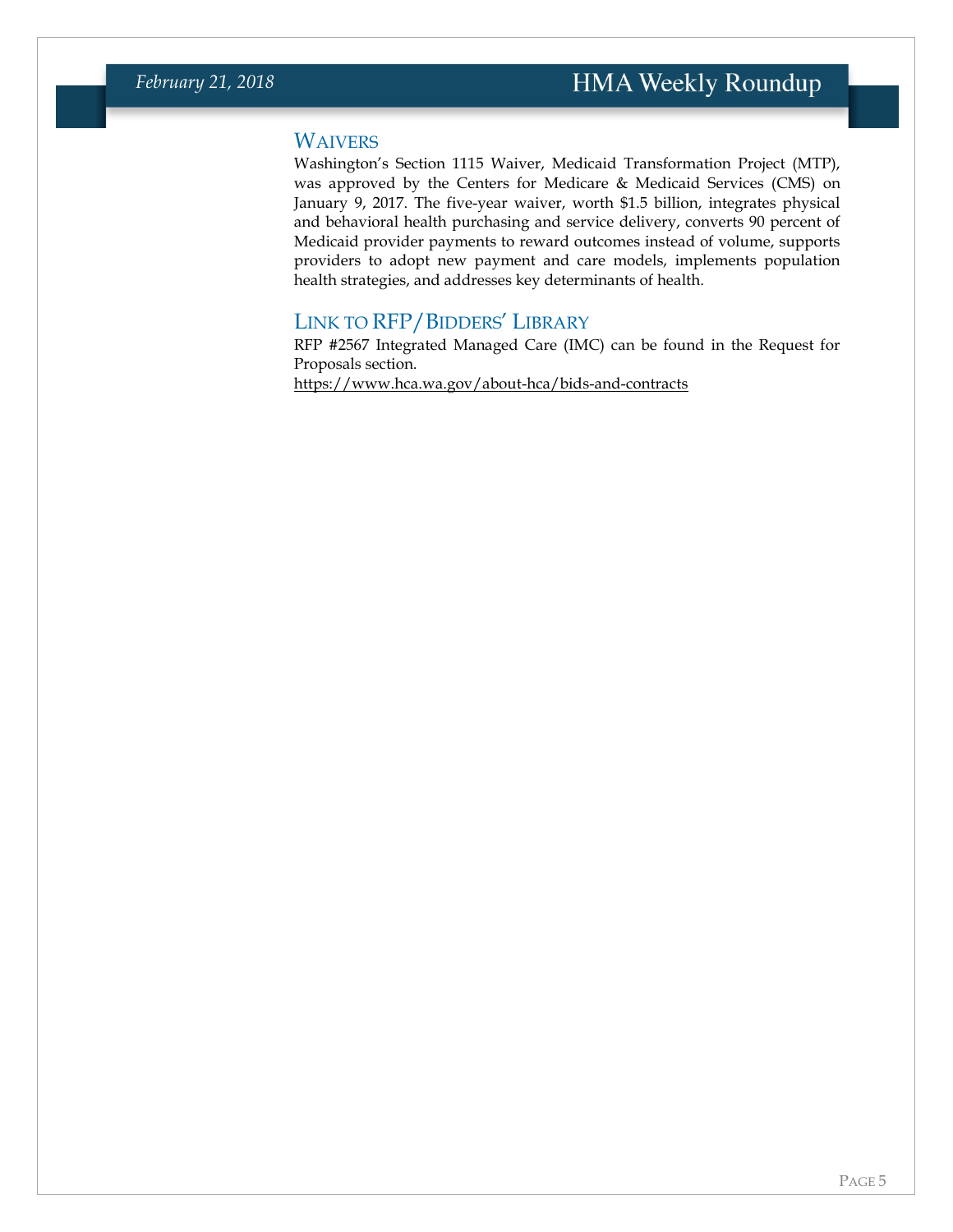## Waivers

Washington's Section 1115 Waiver, Medicaid Transformation Project (MTP), was approved by the Centers for Medicare & Medicaid Services (CMS) on January 9, 2017. The five-year waiver, worth $1.5 billion, integrates physical and behavioral health purchasing and service delivery, converts 90 percent of Medicaid provider payments to reward outcomes instead of volume, supports providers to adopt new payment and care models, implements population health strategies, and addresses key determinants of health.

## Link to RFP/Bidders' Library

RFP #2567 Integrated Managed Care (IMC) can be found in the Request for Proposals section.

https://www.hca.wa.gov/about-hca/bids-and-contracts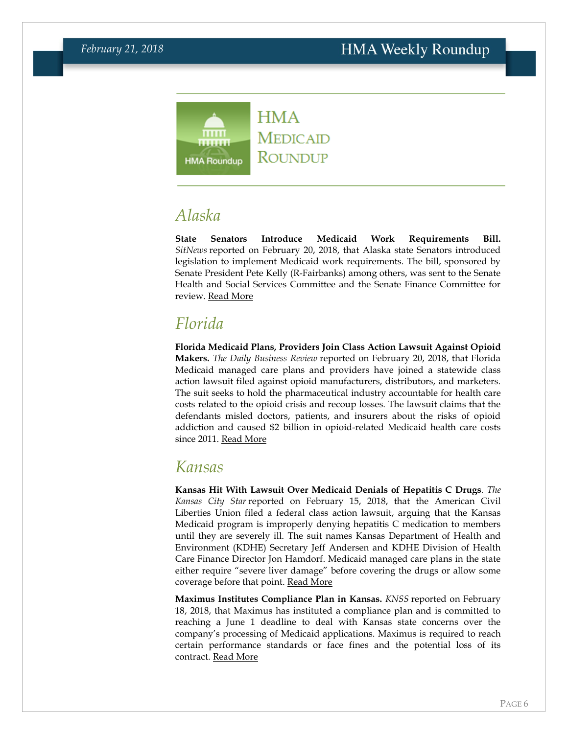# HMA Medicaid Roundup

## Alaska

**State Senators Introduce Medicaid Work Requirements Bill.** *SitNews* reported on February 20, 2018, that Alaska state Senators introduced legislation to implement Medicaid work requirements. The bill, sponsored by Senate President Pete Kelly (R-Fairbanks) among others, was sent to the Senate Health and Social Services Committee and the Senate Finance Committee for review. Read More

## Florida

**Florida Medicaid Plans, Providers Join Class Action Lawsuit Against Opioid Makers.** *The Daily Business Review* reported on February 20, 2018, that Florida Medicaid managed care plans and providers have joined a statewide class action lawsuit filed against opioid manufacturers, distributors, and marketers. The suit seeks to hold the pharmaceutical industry accountable for health care costs related to the opioid crisis and recoup losses. The lawsuit claims that the defendants misled doctors, patients, and insurers about the risks of opioid addiction and caused $2 billion in opioid-related Medicaid health care costs since 2011. Read More

## Kansas

**Kansas Hit With Lawsuit Over Medicaid Denials of Hepatitis C Drugs**. *The Kansas City Star* reported on February 15, 2018, that the American Civil Liberties Union filed a federal class action lawsuit, arguing that the Kansas Medicaid program is improperly denying hepatitis C medication to members until they are severely ill. The suit names Kansas Department of Health and Environment (KDHE) Secretary Jeff Andersen and KDHE Division of Health Care Finance Director Jon Hamdorf. Medicaid managed care plans in the state either require "severe liver damage" before covering the drugs or allow some coverage before that point. Read More

**Maximus Institutes Compliance Plan in Kansas.** *KNSS* reported on February 18, 2018, that Maximus has instituted a compliance plan and is committed to reaching a June 1 deadline to deal with Kansas state concerns over the company's processing of Medicaid applications. Maximus is required to reach certain performance standards or face fines and the potential loss of its contract. Read More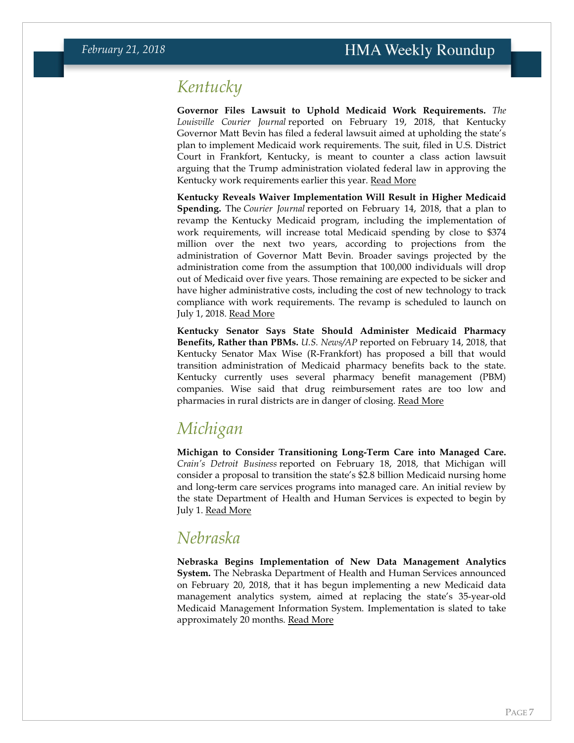## Kentucky

**Governor Files Lawsuit to Uphold Medicaid Work Requirements.** *The Louisville Courier Journal* reported on February 19, 2018, that Kentucky Governor Matt Bevin has filed a federal lawsuit aimed at upholding the state's plan to implement Medicaid work requirements. The suit, filed in U.S. District Court in Frankfort, Kentucky, is meant to counter a class action lawsuit arguing that the Trump administration violated federal law in approving the Kentucky work requirements earlier this year. Read More

**Kentucky Reveals Waiver Implementation Will Result in Higher Medicaid Spending.** The *Courier Journal* reported on February 14, 2018, that a plan to revamp the Kentucky Medicaid program, including the implementation of work requirements, will increase total Medicaid spending by close to $374 million over the next two years, according to projections from the administration of Governor Matt Bevin. Broader savings projected by the administration come from the assumption that 100,000 individuals will drop out of Medicaid over five years. Those remaining are expected to be sicker and have higher administrative costs, including the cost of new technology to track compliance with work requirements. The revamp is scheduled to launch on July 1, 2018. Read More

**Kentucky Senator Says State Should Administer Medicaid Pharmacy Benefits, Rather than PBMs.** *U.S. News/AP* reported on February 14, 2018, that Kentucky Senator Max Wise (R-Frankfort) has proposed a bill that would transition administration of Medicaid pharmacy benefits back to the state. Kentucky currently uses several pharmacy benefit management (PBM) companies. Wise said that drug reimbursement rates are too low and pharmacies in rural districts are in danger of closing. Read More

## Michigan

**Michigan to Consider Transitioning Long-Term Care into Managed Care.** *Crain's Detroit Business* reported on February 18, 2018, that Michigan will consider a proposal to transition the state's $2.8 billion Medicaid nursing home and long-term care services programs into managed care. An initial review by the state Department of Health and Human Services is expected to begin by July 1. Read More

## Nebraska

**Nebraska Begins Implementation of New Data Management Analytics System.** The Nebraska Department of Health and Human Services announced on February 20, 2018, that it has begun implementing a new Medicaid data management analytics system, aimed at replacing the state's 35-year-old Medicaid Management Information System. Implementation is slated to take approximately 20 months. Read More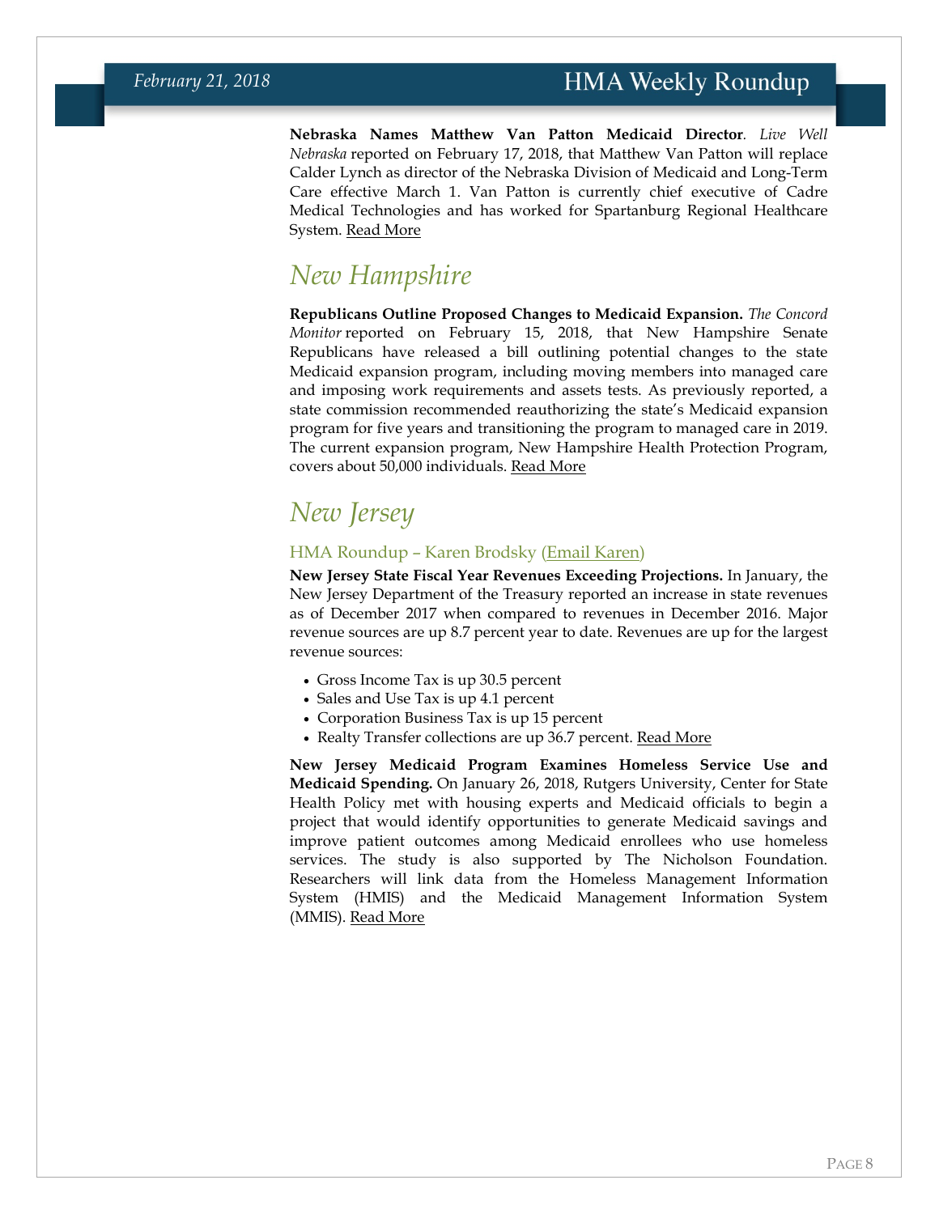**Nebraska Names Matthew Van Patton Medicaid Director**. *Live Well Nebraska* reported on February 17, 2018, that Matthew Van Patton will replace Calder Lynch as director of the Nebraska Division of Medicaid and Long-Term Care effective March 1. Van Patton is currently chief executive of Cadre Medical Technologies and has worked for Spartanburg Regional Healthcare System. Read More

## New Hampshire

**Republicans Outline Proposed Changes to Medicaid Expansion.** *The Concord Monitor* reported on February 15, 2018, that New Hampshire Senate Republicans have released a bill outlining potential changes to the state Medicaid expansion program, including moving members into managed care and imposing work requirements and assets tests. As previously reported, a state commission recommended reauthorizing the state's Medicaid expansion program for five years and transitioning the program to managed care in 2019. The current expansion program, New Hampshire Health Protection Program, covers about 50,000 individuals. Read More

## New Jersey

### HMA Roundup – Karen Brodsky (Email Karen)

**New Jersey State Fiscal Year Revenues Exceeding Projections.** In January, the New Jersey Department of the Treasury reported an increase in state revenues as of December 2017 when compared to revenues in December 2016. Major revenue sources are up 8.7 percent year to date. Revenues are up for the largest revenue sources:

- Gross Income Tax is up 30.5 percent
- Sales and Use Tax is up 4.1 percent
- Corporation Business Tax is up 15 percent
- Realty Transfer collections are up 36.7 percent. Read More

**New Jersey Medicaid Program Examines Homeless Service Use and Medicaid Spending.** On January 26, 2018, Rutgers University, Center for State Health Policy met with housing experts and Medicaid officials to begin a project that would identify opportunities to generate Medicaid savings and improve patient outcomes among Medicaid enrollees who use homeless services. The study is also supported by The Nicholson Foundation. Researchers will link data from the Homeless Management Information System (HMIS) and the Medicaid Management Information System (MMIS). Read More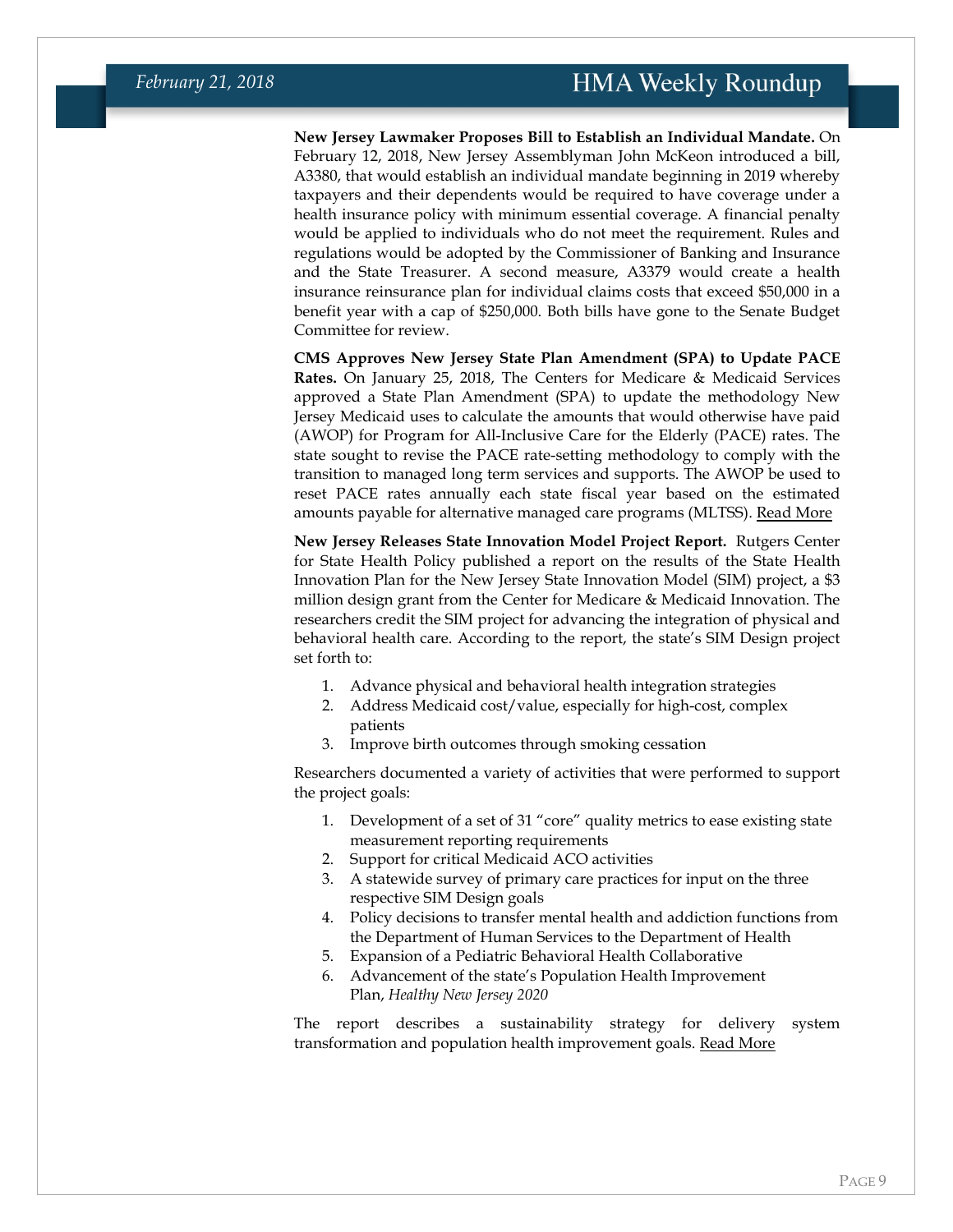**New Jersey Lawmaker Proposes Bill to Establish an Individual Mandate.** On February 12, 2018, New Jersey Assemblyman John McKeon introduced a bill, A3380, that would establish an individual mandate beginning in 2019 whereby taxpayers and their dependents would be required to have coverage under a health insurance policy with minimum essential coverage. A financial penalty would be applied to individuals who do not meet the requirement. Rules and regulations would be adopted by the Commissioner of Banking and Insurance and the State Treasurer. A second measure, A3379 would create a health insurance reinsurance plan for individual claims costs that exceed $50,000 in a benefit year with a cap of $250,000. Both bills have gone to the Senate Budget Committee for review.

**CMS Approves New Jersey State Plan Amendment (SPA) to Update PACE Rates.** On January 25, 2018, The Centers for Medicare & Medicaid Services approved a State Plan Amendment (SPA) to update the methodology New Jersey Medicaid uses to calculate the amounts that would otherwise have paid (AWOP) for Program for All-Inclusive Care for the Elderly (PACE) rates. The state sought to revise the PACE rate-setting methodology to comply with the transition to managed long term services and supports. The AWOP be used to reset PACE rates annually each state fiscal year based on the estimated amounts payable for alternative managed care programs (MLTSS). Read More

**New Jersey Releases State Innovation Model Project Report.** Rutgers Center for State Health Policy published a report on the results of the State Health Innovation Plan for the New Jersey State Innovation Model (SIM) project, a $3 million design grant from the Center for Medicare & Medicaid Innovation. The researchers credit the SIM project for advancing the integration of physical and behavioral health care. According to the report, the state's SIM Design project set forth to:

1. Advance physical and behavioral health integration strategies
2. Address Medicaid cost/value, especially for high-cost, complex patients
3. Improve birth outcomes through smoking cessation

Researchers documented a variety of activities that were performed to support the project goals:

1. Development of a set of 31 "core" quality metrics to ease existing state measurement reporting requirements
2. Support for critical Medicaid ACO activities
3. A statewide survey of primary care practices for input on the three respective SIM Design goals
4. Policy decisions to transfer mental health and addiction functions from the Department of Human Services to the Department of Health
5. Expansion of a Pediatric Behavioral Health Collaborative
6. Advancement of the state's Population Health Improvement Plan, *Healthy New Jersey 2020*

The report describes a sustainability strategy for delivery system transformation and population health improvement goals. Read More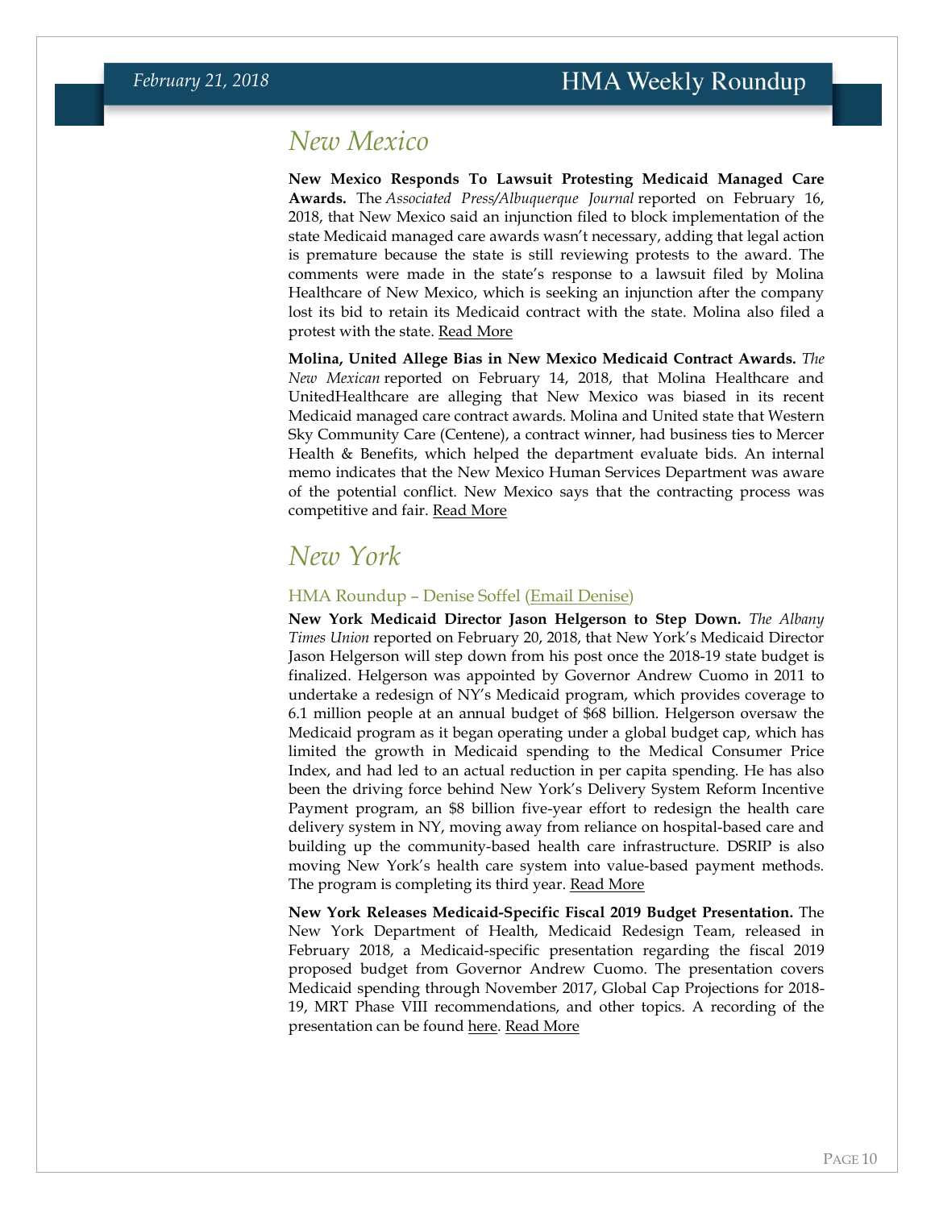## New Mexico

**New Mexico Responds To Lawsuit Protesting Medicaid Managed Care Awards.** The *Associated Press/Albuquerque Journal* reported on February 16, 2018, that New Mexico said an injunction filed to block implementation of the state Medicaid managed care awards wasn't necessary, adding that legal action is premature because the state is still reviewing protests to the award. The comments were made in the state's response to a lawsuit filed by Molina Healthcare of New Mexico, which is seeking an injunction after the company lost its bid to retain its Medicaid contract with the state. Molina also filed a protest with the state. Read More

**Molina, United Allege Bias in New Mexico Medicaid Contract Awards.** *The New Mexican* reported on February 14, 2018, that Molina Healthcare and UnitedHealthcare are alleging that New Mexico was biased in its recent Medicaid managed care contract awards. Molina and United state that Western Sky Community Care (Centene), a contract winner, had business ties to Mercer Health & Benefits, which helped the department evaluate bids. An internal memo indicates that the New Mexico Human Services Department was aware of the potential conflict. New Mexico says that the contracting process was competitive and fair. Read More

## New York

### HMA Roundup – Denise Soffel (Email Denise)

**New York Medicaid Director Jason Helgerson to Step Down.** *The Albany Times Union* reported on February 20, 2018, that New York's Medicaid Director Jason Helgerson will step down from his post once the 2018-19 state budget is finalized. Helgerson was appointed by Governor Andrew Cuomo in 2011 to undertake a redesign of NY's Medicaid program, which provides coverage to 6.1 million people at an annual budget of $68 billion. Helgerson oversaw the Medicaid program as it began operating under a global budget cap, which has limited the growth in Medicaid spending to the Medical Consumer Price Index, and had led to an actual reduction in per capita spending. He has also been the driving force behind New York's Delivery System Reform Incentive Payment program, an $8 billion five-year effort to redesign the health care delivery system in NY, moving away from reliance on hospital-based care and building up the community-based health care infrastructure. DSRIP is also moving New York's health care system into value-based payment methods. The program is completing its third year. Read More

**New York Releases Medicaid-Specific Fiscal 2019 Budget Presentation.** The New York Department of Health, Medicaid Redesign Team, released in February 2018, a Medicaid-specific presentation regarding the fiscal 2019 proposed budget from Governor Andrew Cuomo. The presentation covers Medicaid spending through November 2017, Global Cap Projections for 2018-19, MRT Phase VIII recommendations, and other topics. A recording of the presentation can be found here. Read More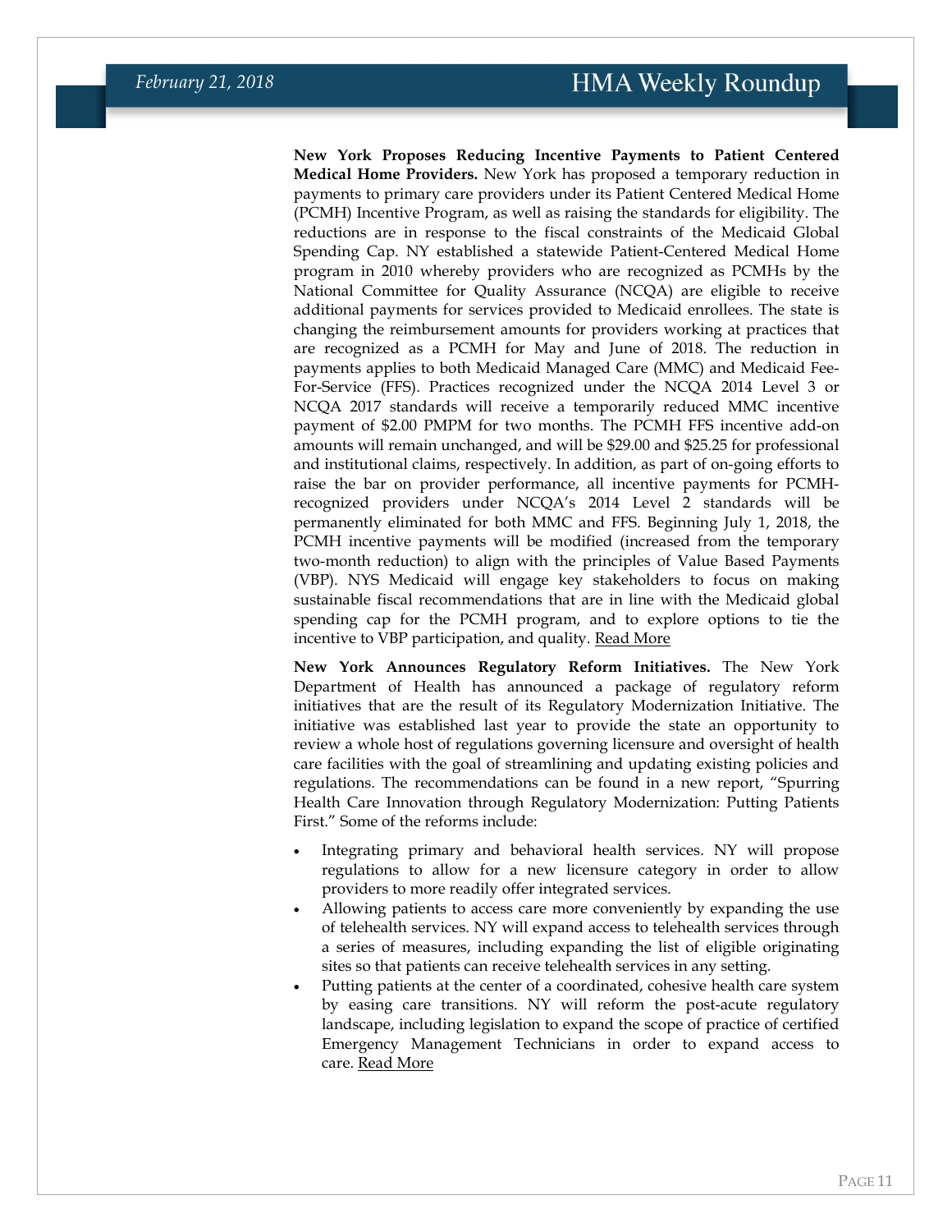**New York Proposes Reducing Incentive Payments to Patient Centered Medical Home Providers.** New York has proposed a temporary reduction in payments to primary care providers under its Patient Centered Medical Home (PCMH) Incentive Program, as well as raising the standards for eligibility. The reductions are in response to the fiscal constraints of the Medicaid Global Spending Cap. NY established a statewide Patient-Centered Medical Home program in 2010 whereby providers who are recognized as PCMHs by the National Committee for Quality Assurance (NCQA) are eligible to receive additional payments for services provided to Medicaid enrollees. The state is changing the reimbursement amounts for providers working at practices that are recognized as a PCMH for May and June of 2018. The reduction in payments applies to both Medicaid Managed Care (MMC) and Medicaid Fee-For-Service (FFS). Practices recognized under the NCQA 2014 Level 3 or NCQA 2017 standards will receive a temporarily reduced MMC incentive payment of $2.00 PMPM for two months. The PCMH FFS incentive add-on amounts will remain unchanged, and will be $29.00 and $25.25 for professional and institutional claims, respectively. In addition, as part of on-going efforts to raise the bar on provider performance, all incentive payments for PCMH-recognized providers under NCQA's 2014 Level 2 standards will be permanently eliminated for both MMC and FFS. Beginning July 1, 2018, the PCMH incentive payments will be modified (increased from the temporary two-month reduction) to align with the principles of Value Based Payments (VBP). NYS Medicaid will engage key stakeholders to focus on making sustainable fiscal recommendations that are in line with the Medicaid global spending cap for the PCMH program, and to explore options to tie the incentive to VBP participation, and quality. Read More

**New York Announces Regulatory Reform Initiatives.** The New York Department of Health has announced a package of regulatory reform initiatives that are the result of its Regulatory Modernization Initiative. The initiative was established last year to provide the state an opportunity to review a whole host of regulations governing licensure and oversight of health care facilities with the goal of streamlining and updating existing policies and regulations. The recommendations can be found in a new report, "Spurring Health Care Innovation through Regulatory Modernization: Putting Patients First." Some of the reforms include:

- Integrating primary and behavioral health services. NY will propose regulations to allow for a new licensure category in order to allow providers to more readily offer integrated services.
- Allowing patients to access care more conveniently by expanding the use of telehealth services. NY will expand access to telehealth services through a series of measures, including expanding the list of eligible originating sites so that patients can receive telehealth services in any setting.
- Putting patients at the center of a coordinated, cohesive health care system by easing care transitions. NY will reform the post-acute regulatory landscape, including legislation to expand the scope of practice of certified Emergency Management Technicians in order to expand access to care. Read More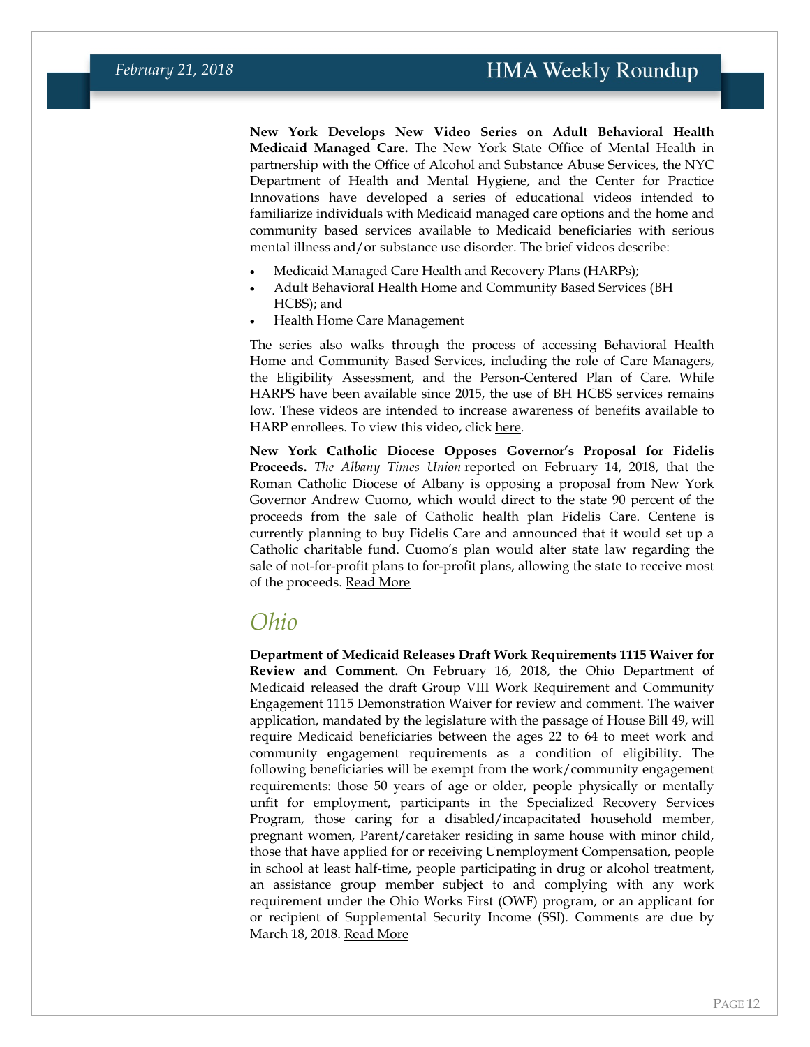**New York Develops New Video Series on Adult Behavioral Health Medicaid Managed Care.** The New York State Office of Mental Health in partnership with the Office of Alcohol and Substance Abuse Services, the NYC Department of Health and Mental Hygiene, and the Center for Practice Innovations have developed a series of educational videos intended to familiarize individuals with Medicaid managed care options and the home and community based services available to Medicaid beneficiaries with serious mental illness and/or substance use disorder. The brief videos describe:

- Medicaid Managed Care Health and Recovery Plans (HARPs);
- Adult Behavioral Health Home and Community Based Services (BH HCBS); and
- Health Home Care Management

The series also walks through the process of accessing Behavioral Health Home and Community Based Services, including the role of Care Managers, the Eligibility Assessment, and the Person-Centered Plan of Care. While HARPS have been available since 2015, the use of BH HCBS services remains low. These videos are intended to increase awareness of benefits available to HARP enrollees. To view this video, click here.

**New York Catholic Diocese Opposes Governor's Proposal for Fidelis Proceeds.** *The Albany Times Union* reported on February 14, 2018, that the Roman Catholic Diocese of Albany is opposing a proposal from New York Governor Andrew Cuomo, which would direct to the state 90 percent of the proceeds from the sale of Catholic health plan Fidelis Care. Centene is currently planning to buy Fidelis Care and announced that it would set up a Catholic charitable fund. Cuomo's plan would alter state law regarding the sale of not-for-profit plans to for-profit plans, allowing the state to receive most of the proceeds. Read More

## *Ohio*

**Department of Medicaid Releases Draft Work Requirements 1115 Waiver for Review and Comment.** On February 16, 2018, the Ohio Department of Medicaid released the draft Group VIII Work Requirement and Community Engagement 1115 Demonstration Waiver for review and comment. The waiver application, mandated by the legislature with the passage of House Bill 49, will require Medicaid beneficiaries between the ages 22 to 64 to meet work and community engagement requirements as a condition of eligibility. The following beneficiaries will be exempt from the work/community engagement requirements: those 50 years of age or older, people physically or mentally unfit for employment, participants in the Specialized Recovery Services Program, those caring for a disabled/incapacitated household member, pregnant women, Parent/caretaker residing in same house with minor child, those that have applied for or receiving Unemployment Compensation, people in school at least half-time, people participating in drug or alcohol treatment, an assistance group member subject to and complying with any work requirement under the Ohio Works First (OWF) program, or an applicant for or recipient of Supplemental Security Income (SSI). Comments are due by March 18, 2018. Read More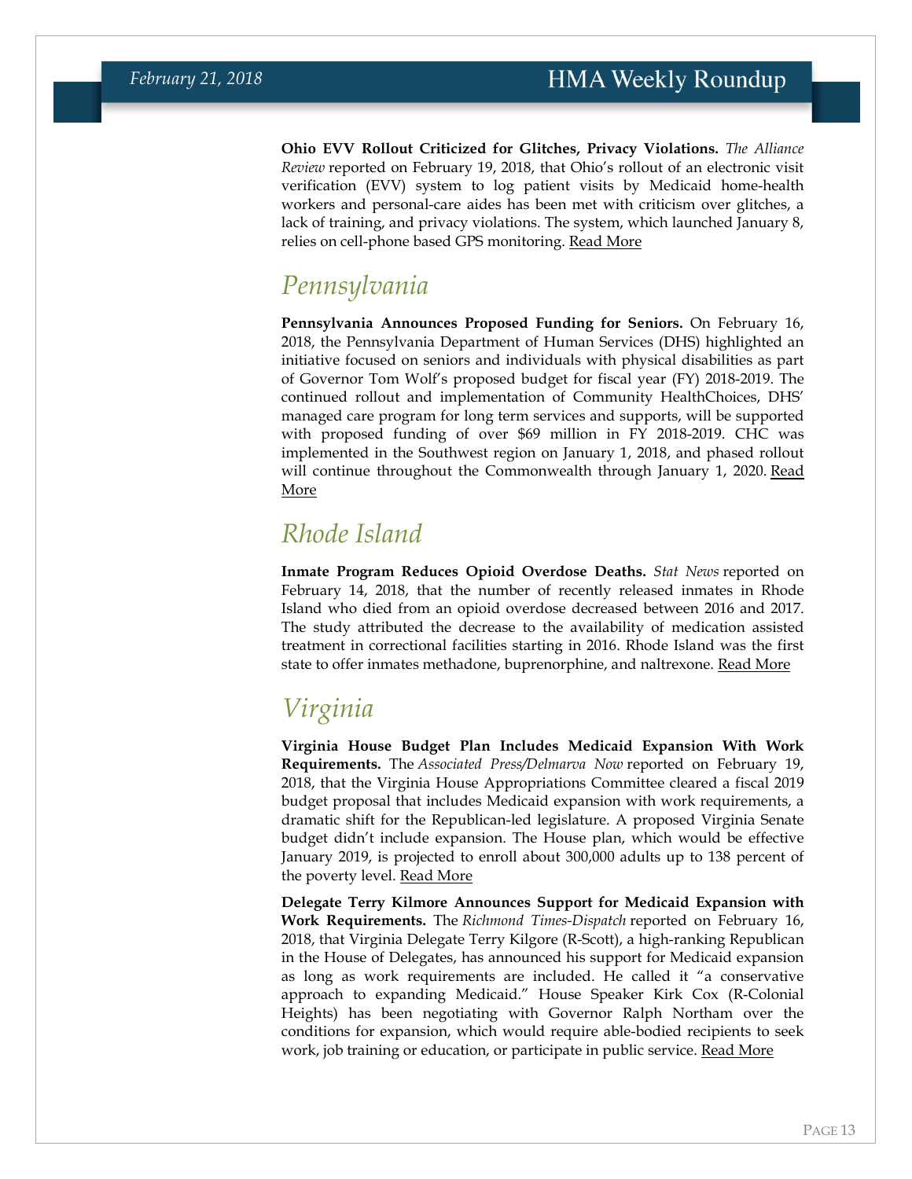**Ohio EVV Rollout Criticized for Glitches, Privacy Violations.** *The Alliance Review* reported on February 19, 2018, that Ohio's rollout of an electronic visit verification (EVV) system to log patient visits by Medicaid home-health workers and personal-care aides has been met with criticism over glitches, a lack of training, and privacy violations. The system, which launched January 8, relies on cell-phone based GPS monitoring. Read More

## Pennsylvania

**Pennsylvania Announces Proposed Funding for Seniors.** On February 16, 2018, the Pennsylvania Department of Human Services (DHS) highlighted an initiative focused on seniors and individuals with physical disabilities as part of Governor Tom Wolf's proposed budget for fiscal year (FY) 2018-2019. The continued rollout and implementation of Community HealthChoices, DHS' managed care program for long term services and supports, will be supported with proposed funding of over $69 million in FY 2018-2019. CHC was implemented in the Southwest region on January 1, 2018, and phased rollout will continue throughout the Commonwealth through January 1, 2020. Read More

## Rhode Island

**Inmate Program Reduces Opioid Overdose Deaths.** *Stat News* reported on February 14, 2018, that the number of recently released inmates in Rhode Island who died from an opioid overdose decreased between 2016 and 2017. The study attributed the decrease to the availability of medication assisted treatment in correctional facilities starting in 2016. Rhode Island was the first state to offer inmates methadone, buprenorphine, and naltrexone. Read More

## Virginia

**Virginia House Budget Plan Includes Medicaid Expansion With Work Requirements.** The *Associated Press/Delmarva Now* reported on February 19, 2018, that the Virginia House Appropriations Committee cleared a fiscal 2019 budget proposal that includes Medicaid expansion with work requirements, a dramatic shift for the Republican-led legislature. A proposed Virginia Senate budget didn't include expansion. The House plan, which would be effective January 2019, is projected to enroll about 300,000 adults up to 138 percent of the poverty level. Read More

**Delegate Terry Kilmore Announces Support for Medicaid Expansion with Work Requirements.** The *Richmond Times-Dispatch* reported on February 16, 2018, that Virginia Delegate Terry Kilgore (R-Scott), a high-ranking Republican in the House of Delegates, has announced his support for Medicaid expansion as long as work requirements are included. He called it "a conservative approach to expanding Medicaid." House Speaker Kirk Cox (R-Colonial Heights) has been negotiating with Governor Ralph Northam over the conditions for expansion, which would require able-bodied recipients to seek work, job training or education, or participate in public service. Read More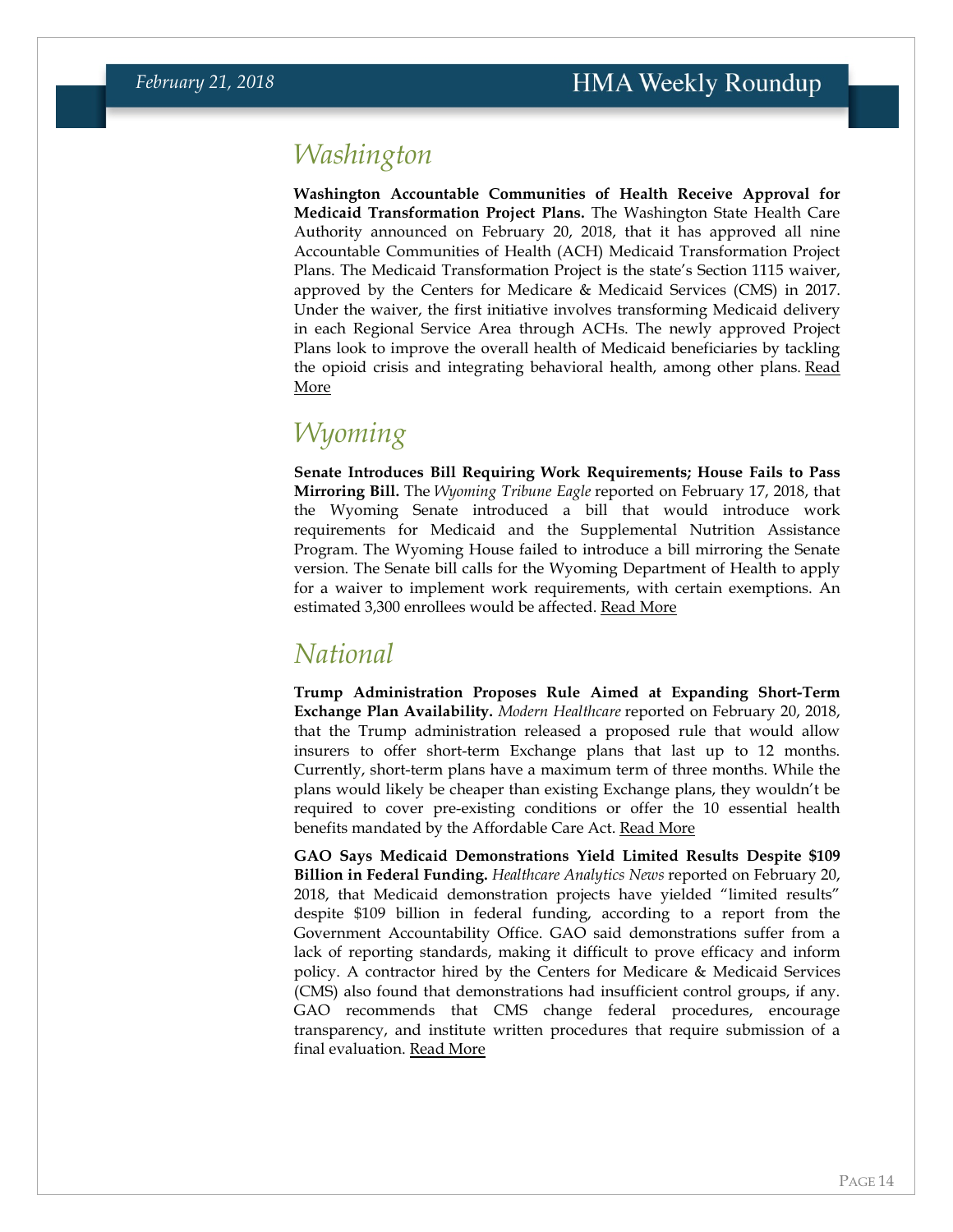## Washington

**Washington Accountable Communities of Health Receive Approval for Medicaid Transformation Project Plans.** The Washington State Health Care Authority announced on February 20, 2018, that it has approved all nine Accountable Communities of Health (ACH) Medicaid Transformation Project Plans. The Medicaid Transformation Project is the state's Section 1115 waiver, approved by the Centers for Medicare & Medicaid Services (CMS) in 2017. Under the waiver, the first initiative involves transforming Medicaid delivery in each Regional Service Area through ACHs. The newly approved Project Plans look to improve the overall health of Medicaid beneficiaries by tackling the opioid crisis and integrating behavioral health, among other plans. Read More

## Wyoming

**Senate Introduces Bill Requiring Work Requirements; House Fails to Pass Mirroring Bill.** The *Wyoming Tribune Eagle* reported on February 17, 2018, that the Wyoming Senate introduced a bill that would introduce work requirements for Medicaid and the Supplemental Nutrition Assistance Program. The Wyoming House failed to introduce a bill mirroring the Senate version. The Senate bill calls for the Wyoming Department of Health to apply for a waiver to implement work requirements, with certain exemptions. An estimated 3,300 enrollees would be affected. Read More

## National

**Trump Administration Proposes Rule Aimed at Expanding Short-Term Exchange Plan Availability.** *Modern Healthcare* reported on February 20, 2018, that the Trump administration released a proposed rule that would allow insurers to offer short-term Exchange plans that last up to 12 months. Currently, short-term plans have a maximum term of three months. While the plans would likely be cheaper than existing Exchange plans, they wouldn't be required to cover pre-existing conditions or offer the 10 essential health benefits mandated by the Affordable Care Act. Read More

**GAO Says Medicaid Demonstrations Yield Limited Results Despite $109 Billion in Federal Funding.** *Healthcare Analytics News* reported on February 20, 2018, that Medicaid demonstration projects have yielded "limited results" despite $109 billion in federal funding, according to a report from the Government Accountability Office. GAO said demonstrations suffer from a lack of reporting standards, making it difficult to prove efficacy and inform policy. A contractor hired by the Centers for Medicare & Medicaid Services (CMS) also found that demonstrations had insufficient control groups, if any. GAO recommends that CMS change federal procedures, encourage transparency, and institute written procedures that require submission of a final evaluation. Read More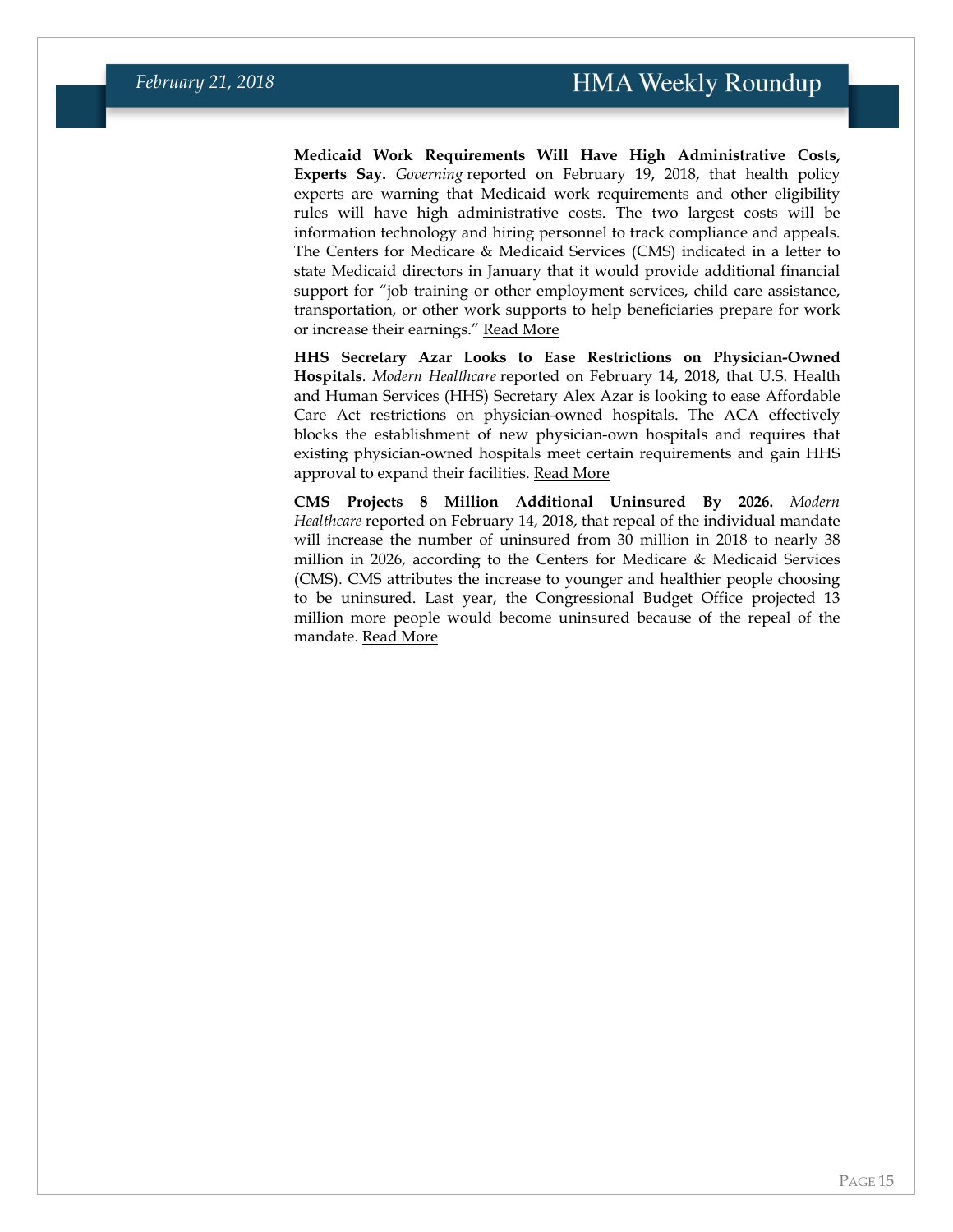**Medicaid Work Requirements Will Have High Administrative Costs, Experts Say.** *Governing* reported on February 19, 2018, that health policy experts are warning that Medicaid work requirements and other eligibility rules will have high administrative costs. The two largest costs will be information technology and hiring personnel to track compliance and appeals. The Centers for Medicare & Medicaid Services (CMS) indicated in a letter to state Medicaid directors in January that it would provide additional financial support for "job training or other employment services, child care assistance, transportation, or other work supports to help beneficiaries prepare for work or increase their earnings." Read More

**HHS Secretary Azar Looks to Ease Restrictions on Physician-Owned Hospitals**. *Modern Healthcare* reported on February 14, 2018, that U.S. Health and Human Services (HHS) Secretary Alex Azar is looking to ease Affordable Care Act restrictions on physician-owned hospitals. The ACA effectively blocks the establishment of new physician-own hospitals and requires that existing physician-owned hospitals meet certain requirements and gain HHS approval to expand their facilities. Read More

**CMS Projects 8 Million Additional Uninsured By 2026.** *Modern Healthcare* reported on February 14, 2018, that repeal of the individual mandate will increase the number of uninsured from 30 million in 2018 to nearly 38 million in 2026, according to the Centers for Medicare & Medicaid Services (CMS). CMS attributes the increase to younger and healthier people choosing to be uninsured. Last year, the Congressional Budget Office projected 13 million more people would become uninsured because of the repeal of the mandate. Read More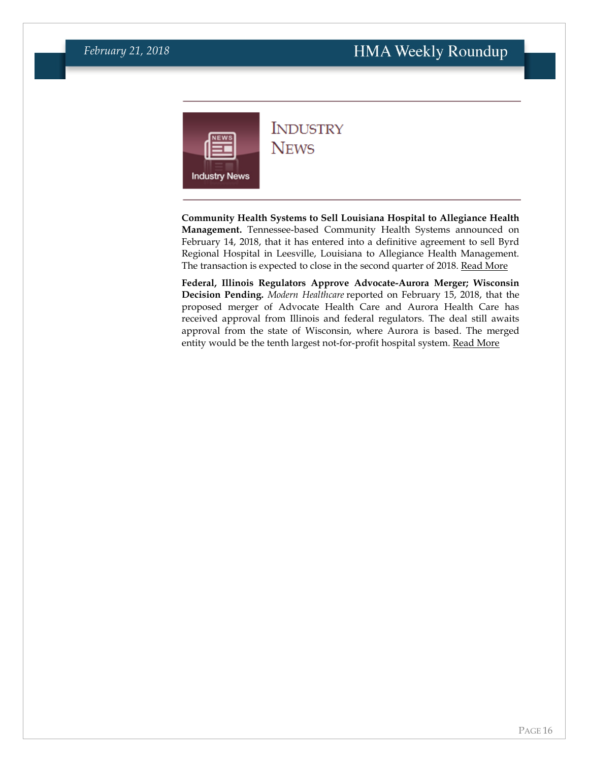# Industry News

**Community Health Systems to Sell Louisiana Hospital to Allegiance Health Management.** Tennessee-based Community Health Systems announced on February 14, 2018, that it has entered into a definitive agreement to sell Byrd Regional Hospital in Leesville, Louisiana to Allegiance Health Management. The transaction is expected to close in the second quarter of 2018. Read More

**Federal, Illinois Regulators Approve Advocate-Aurora Merger; Wisconsin Decision Pending.** *Modern Healthcare* reported on February 15, 2018, that the proposed merger of Advocate Health Care and Aurora Health Care has received approval from Illinois and federal regulators. The deal still awaits approval from the state of Wisconsin, where Aurora is based. The merged entity would be the tenth largest not-for-profit hospital system. Read More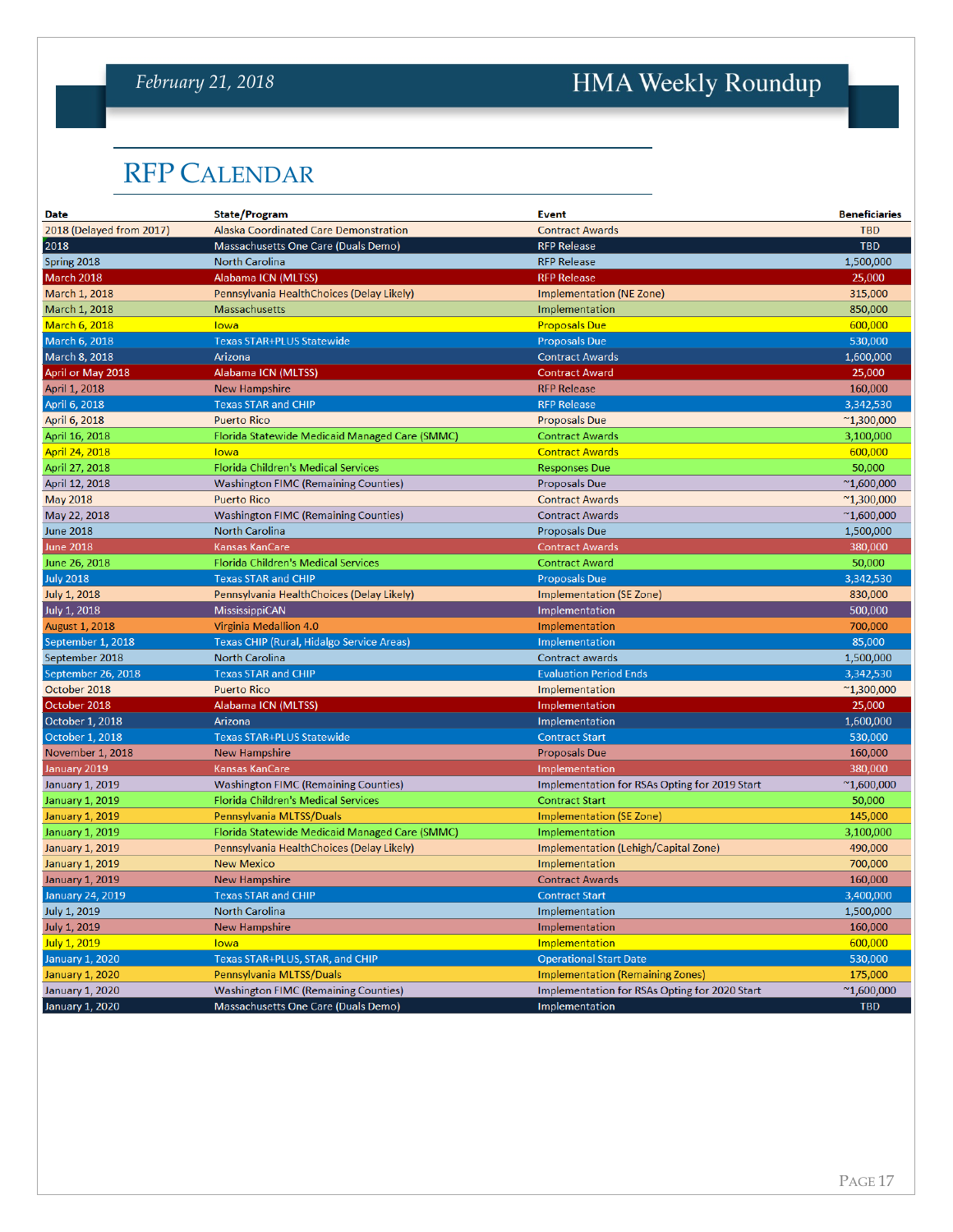## RFP Calendar

| Date | State/Program | Event | Beneficiaries |
|---|---|---|---|
| 2018 (Delayed from 2017) | Alaska Coordinated Care Demonstration | Contract Awards | TBD |
| 2018 | Massachusetts One Care (Duals Demo) | RFP Release | TBD |
| Spring 2018 | North Carolina | RFP Release | 1,500,000 |
| March 2018 | Alabama ICN (MLTSS) | RFP Release | 25,000 |
| March 1, 2018 | Pennsylvania HealthChoices (Delay Likely) | Implementation (NE Zone) | 315,000 |
| March 1, 2018 | Massachusetts | Implementation | 850,000 |
| March 6, 2018 | Iowa | Proposals Due | 600,000 |
| March 6, 2018 | Texas STAR+PLUS Statewide | Proposals Due | 530,000 |
| March 8, 2018 | Arizona | Contract Awards | 1,600,000 |
| April or May 2018 | Alabama ICN (MLTSS) | Contract Award | 25,000 |
| April 1, 2018 | New Hampshire | RFP Release | 160,000 |
| April 6, 2018 | Texas STAR and CHIP | RFP Release | 3,342,530 |
| April 6, 2018 | Puerto Rico | Proposals Due | ~1,300,000 |
| April 16, 2018 | Florida Statewide Medicaid Managed Care (SMMC) | Contract Awards | 3,100,000 |
| April 24, 2018 | Iowa | Contract Awards | 600,000 |
| April 27, 2018 | Florida Children's Medical Services | Responses Due | 50,000 |
| April 12, 2018 | Washington FIMC (Remaining Counties) | Proposals Due | ~1,600,000 |
| May 2018 | Puerto Rico | Contract Awards | ~1,300,000 |
| May 22, 2018 | Washington FIMC (Remaining Counties) | Contract Awards | ~1,600,000 |
| June 2018 | North Carolina | Proposals Due | 1,500,000 |
| June 2018 | Kansas KanCare | Contract Awards | 380,000 |
| June 26, 2018 | Florida Children's Medical Services | Contract Award | 50,000 |
| July 2018 | Texas STAR and CHIP | Proposals Due | 3,342,530 |
| July 1, 2018 | Pennsylvania HealthChoices (Delay Likely) | Implementation (SE Zone) | 830,000 |
| July 1, 2018 | MississippiCAN | Implementation | 500,000 |
| August 1, 2018 | Virginia Medallion 4.0 | Implementation | 700,000 |
| September 1, 2018 | Texas CHIP (Rural, Hidalgo Service Areas) | Implementation | 85,000 |
| September 2018 | North Carolina | Contract awards | 1,500,000 |
| September 26, 2018 | Texas STAR and CHIP | Evaluation Period Ends | 3,342,530 |
| October 2018 | Puerto Rico | Implementation | ~1,300,000 |
| October 2018 | Alabama ICN (MLTSS) | Implementation | 25,000 |
| October 1, 2018 | Arizona | Implementation | 1,600,000 |
| October 1, 2018 | Texas STAR+PLUS Statewide | Contract Start | 530,000 |
| November 1, 2018 | New Hampshire | Proposals Due | 160,000 |
| January 2019 | Kansas KanCare | Implementation | 380,000 |
| January 1, 2019 | Washington FIMC (Remaining Counties) | Implementation for RSAs Opting for 2019 Start | ~1,600,000 |
| January 1, 2019 | Florida Children's Medical Services | Contract Start | 50,000 |
| January 1, 2019 | Pennsylvania MLTSS/Duals | Implementation (SE Zone) | 145,000 |
| January 1, 2019 | Florida Statewide Medicaid Managed Care (SMMC) | Implementation | 3,100,000 |
| January 1, 2019 | Pennsylvania HealthChoices (Delay Likely) | Implementation (Lehigh/Capital Zone) | 490,000 |
| January 1, 2019 | New Mexico | Implementation | 700,000 |
| January 1, 2019 | New Hampshire | Contract Awards | 160,000 |
| January 24, 2019 | Texas STAR and CHIP | Contract Start | 3,400,000 |
| July 1, 2019 | North Carolina | Implementation | 1,500,000 |
| July 1, 2019 | New Hampshire | Implementation | 160,000 |
| July 1, 2019 | Iowa | Implementation | 600,000 |
| January 1, 2020 | Texas STAR+PLUS, STAR, and CHIP | Operational Start Date | 530,000 |
| January 1, 2020 | Pennsylvania MLTSS/Duals | Implementation (Remaining Zones) | 175,000 |
| January 1, 2020 | Washington FIMC (Remaining Counties) | Implementation for RSAs Opting for 2020 Start | ~1,600,000 |
| January 1, 2020 | Massachusetts One Care (Duals Demo) | Implementation | TBD |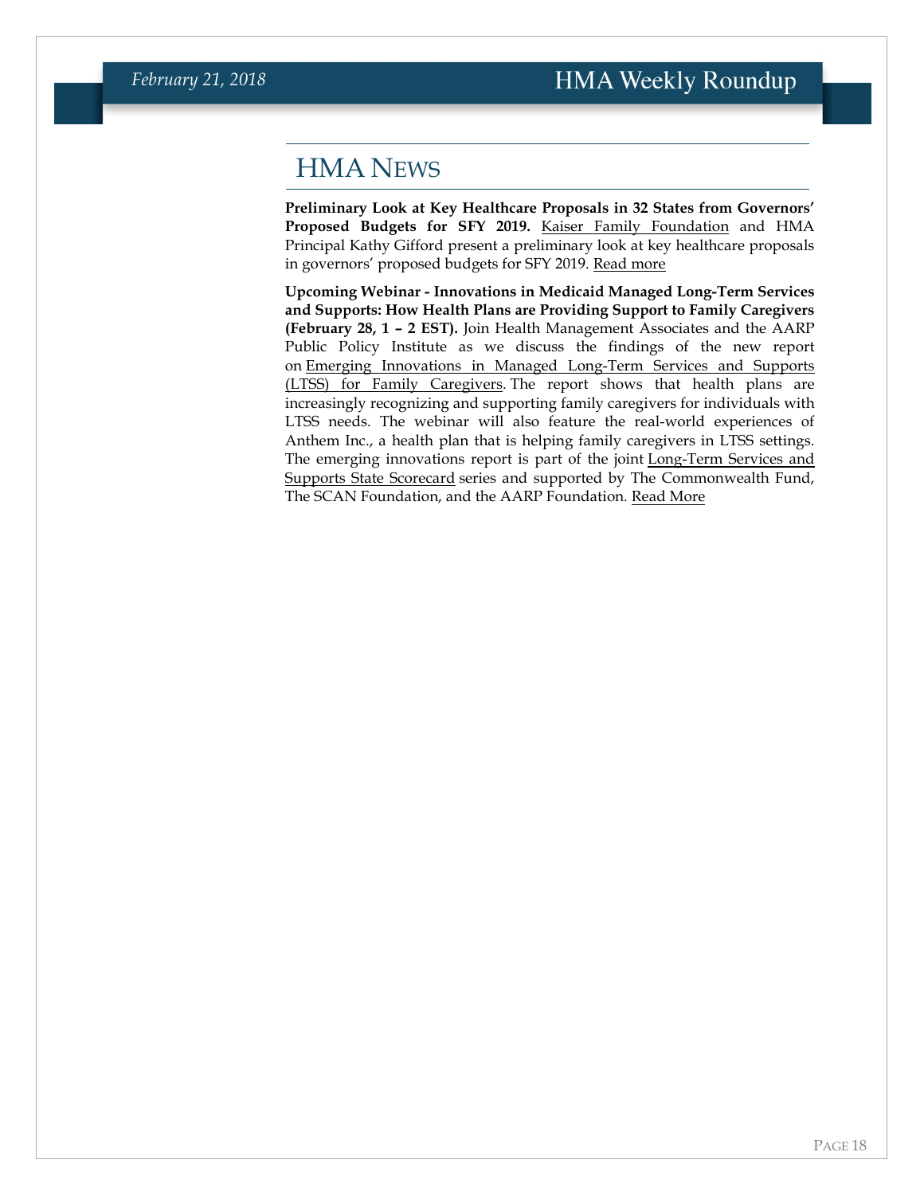# HMA News

**Preliminary Look at Key Healthcare Proposals in 32 States from Governors' Proposed Budgets for SFY 2019.** Kaiser Family Foundation and HMA Principal Kathy Gifford present a preliminary look at key healthcare proposals in governors' proposed budgets for SFY 2019. Read more

**Upcoming Webinar - Innovations in Medicaid Managed Long-Term Services and Supports: How Health Plans are Providing Support to Family Caregivers (February 28, 1 – 2 EST).** Join Health Management Associates and the AARP Public Policy Institute as we discuss the findings of the new report on Emerging Innovations in Managed Long-Term Services and Supports (LTSS) for Family Caregivers. The report shows that health plans are increasingly recognizing and supporting family caregivers for individuals with LTSS needs. The webinar will also feature the real-world experiences of Anthem Inc., a health plan that is helping family caregivers in LTSS settings. The emerging innovations report is part of the joint Long-Term Services and Supports State Scorecard series and supported by The Commonwealth Fund, The SCAN Foundation, and the AARP Foundation. Read More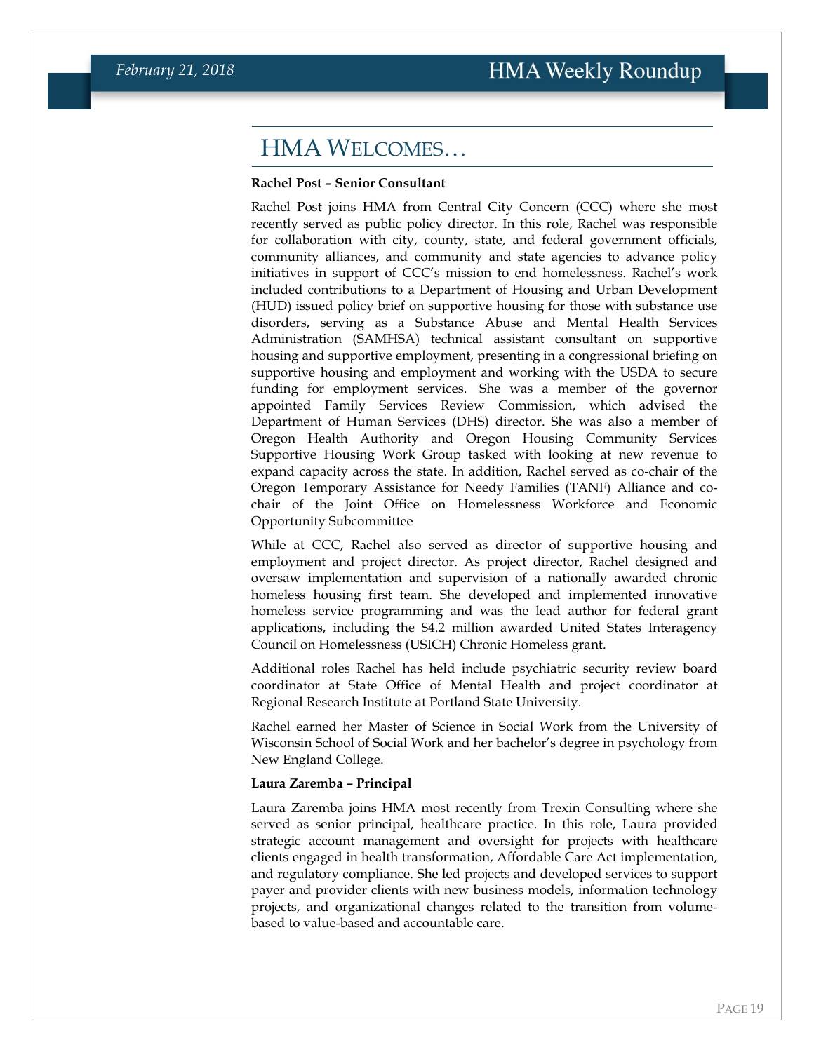# HMA Welcomes…

**Rachel Post – Senior Consultant**

Rachel Post joins HMA from Central City Concern (CCC) where she most recently served as public policy director. In this role, Rachel was responsible for collaboration with city, county, state, and federal government officials, community alliances, and community and state agencies to advance policy initiatives in support of CCC's mission to end homelessness. Rachel's work included contributions to a Department of Housing and Urban Development (HUD) issued policy brief on supportive housing for those with substance use disorders, serving as a Substance Abuse and Mental Health Services Administration (SAMHSA) technical assistant consultant on supportive housing and supportive employment, presenting in a congressional briefing on supportive housing and employment and working with the USDA to secure funding for employment services. She was a member of the governor appointed Family Services Review Commission, which advised the Department of Human Services (DHS) director. She was also a member of Oregon Health Authority and Oregon Housing Community Services Supportive Housing Work Group tasked with looking at new revenue to expand capacity across the state. In addition, Rachel served as co-chair of the Oregon Temporary Assistance for Needy Families (TANF) Alliance and co-chair of the Joint Office on Homelessness Workforce and Economic Opportunity Subcommittee

While at CCC, Rachel also served as director of supportive housing and employment and project director. As project director, Rachel designed and oversaw implementation and supervision of a nationally awarded chronic homeless housing first team. She developed and implemented innovative homeless service programming and was the lead author for federal grant applications, including the $4.2 million awarded United States Interagency Council on Homelessness (USICH) Chronic Homeless grant.

Additional roles Rachel has held include psychiatric security review board coordinator at State Office of Mental Health and project coordinator at Regional Research Institute at Portland State University.

Rachel earned her Master of Science in Social Work from the University of Wisconsin School of Social Work and her bachelor's degree in psychology from New England College.

**Laura Zaremba – Principal**

Laura Zaremba joins HMA most recently from Trexin Consulting where she served as senior principal, healthcare practice. In this role, Laura provided strategic account management and oversight for projects with healthcare clients engaged in health transformation, Affordable Care Act implementation, and regulatory compliance. She led projects and developed services to support payer and provider clients with new business models, information technology projects, and organizational changes related to the transition from volume-based to value-based and accountable care.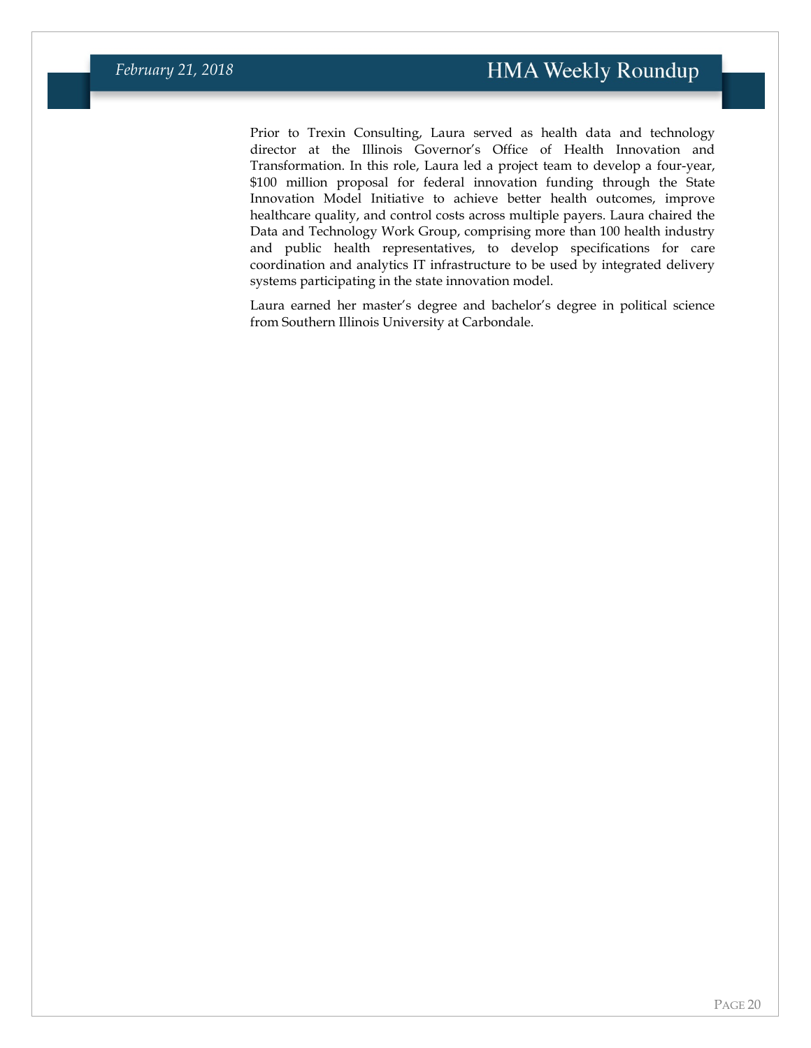Prior to Trexin Consulting, Laura served as health data and technology director at the Illinois Governor's Office of Health Innovation and Transformation. In this role, Laura led a project team to develop a four-year, $100 million proposal for federal innovation funding through the State Innovation Model Initiative to achieve better health outcomes, improve healthcare quality, and control costs across multiple payers. Laura chaired the Data and Technology Work Group, comprising more than 100 health industry and public health representatives, to develop specifications for care coordination and analytics IT infrastructure to be used by integrated delivery systems participating in the state innovation model.

Laura earned her master's degree and bachelor's degree in political science from Southern Illinois University at Carbondale.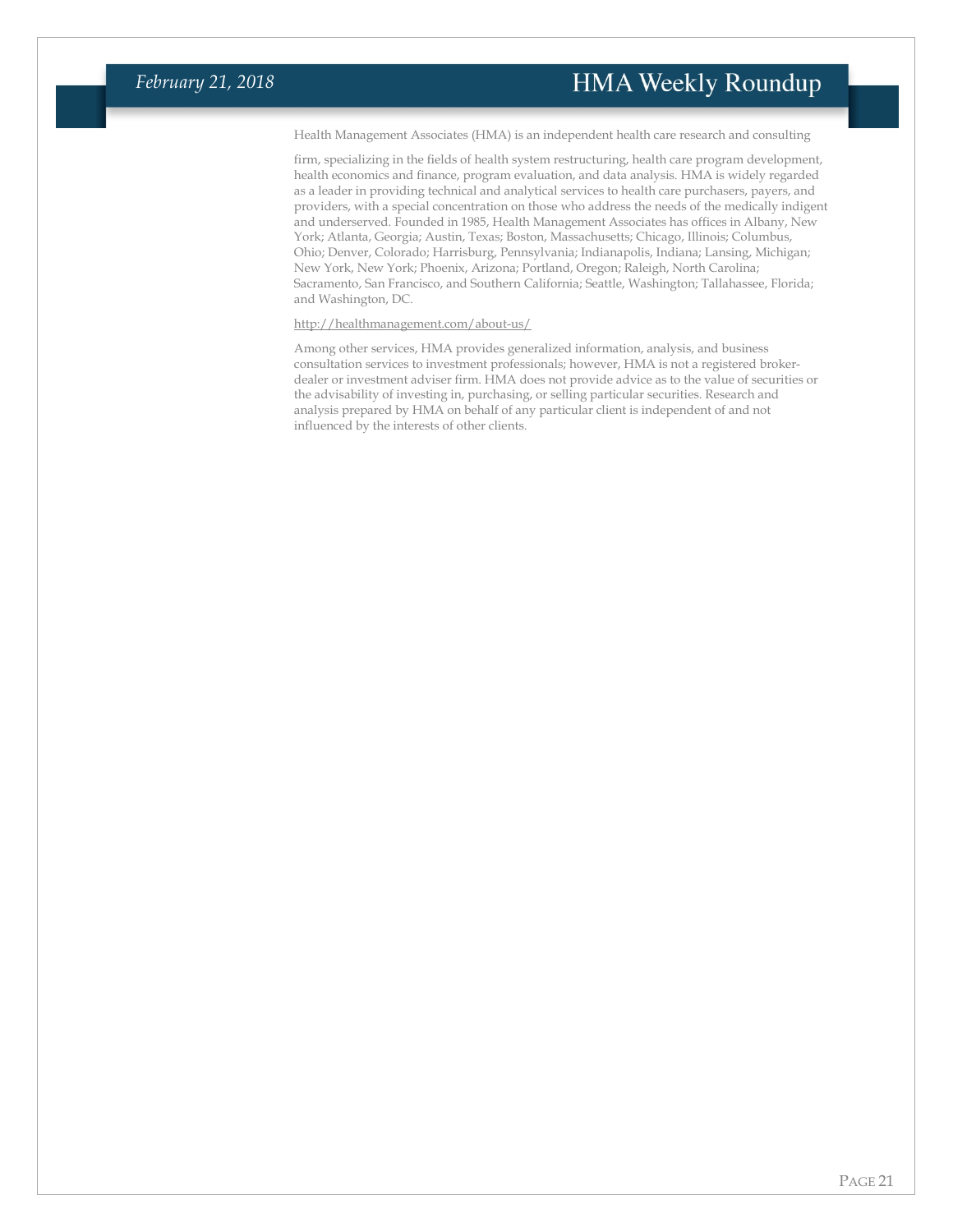Health Management Associates (HMA) is an independent health care research and consulting

firm, specializing in the fields of health system restructuring, health care program development, health economics and finance, program evaluation, and data analysis. HMA is widely regarded as a leader in providing technical and analytical services to health care purchasers, payers, and providers, with a special concentration on those who address the needs of the medically indigent and underserved. Founded in 1985, Health Management Associates has offices in Albany, New York; Atlanta, Georgia; Austin, Texas; Boston, Massachusetts; Chicago, Illinois; Columbus, Ohio; Denver, Colorado; Harrisburg, Pennsylvania; Indianapolis, Indiana; Lansing, Michigan; New York, New York; Phoenix, Arizona; Portland, Oregon; Raleigh, North Carolina; Sacramento, San Francisco, and Southern California; Seattle, Washington; Tallahassee, Florida; and Washington, DC.

http://healthmanagement.com/about-us/

Among other services, HMA provides generalized information, analysis, and business consultation services to investment professionals; however, HMA is not a registered broker-dealer or investment adviser firm. HMA does not provide advice as to the value of securities or the advisability of investing in, purchasing, or selling particular securities. Research and analysis prepared by HMA on behalf of any particular client is independent of and not influenced by the interests of other clients.